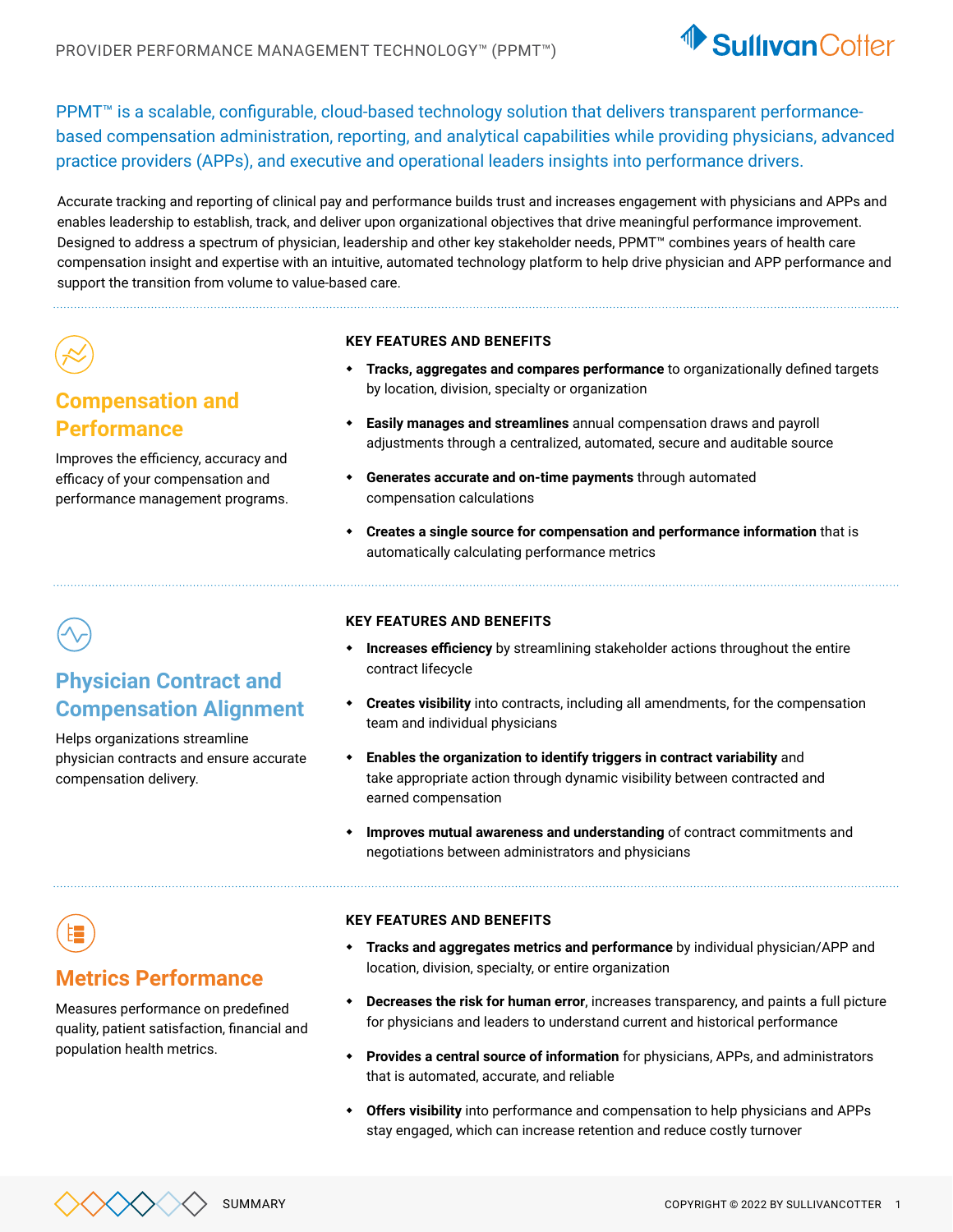PPMT™ is a scalable, configurable, cloud-based technology solution that delivers transparent performance-based compensation administration, reporting, and analytical capabilities while providing physicians, advanced practice providers (APPs), and executive and operational leaders insights into performance drivers.

Accurate tracking and reporting of clinical pay and performance builds trust and increases engagement with physicians and APPs and enables leadership to establish, track, and deliver upon organizational objectives that drive meaningful performance improvement. Designed to address a spectrum of physician, leadership and other key stakeholder needs, PPMT™ combines years of health care compensation insight and expertise with an intuitive, automated technology platform to help drive physician and APP performance and support the transition from volume to value-based care.

## Compensation and Performance

Improves the efficiency, accuracy and efficacy of your compensation and performance management programs.

**KEY FEATURES AND BENEFITS**

- **Tracks, aggregates and compares performance** to organizationally defined targets by location, division, specialty or organization
- **Easily manages and streamlines** annual compensation draws and payroll adjustments through a centralized, automated, secure and auditable source
- **Generates accurate and on-time payments** through automated compensation calculations
- **Creates a single source for compensation and performance information** that is automatically calculating performance metrics

## Physician Contract and Compensation Alignment

Helps organizations streamline physician contracts and ensure accurate compensation delivery.

**KEY FEATURES AND BENEFITS**

- **Increases efficiency** by streamlining stakeholder actions throughout the entire contract lifecycle
- **Creates visibility** into contracts, including all amendments, for the compensation team and individual physicians
- **Enables the organization to identify triggers in contract variability** and take appropriate action through dynamic visibility between contracted and earned compensation
- **Improves mutual awareness and understanding** of contract commitments and negotiations between administrators and physicians

## Metrics Performance

Measures performance on predefined quality, patient satisfaction, financial and population health metrics.

**KEY FEATURES AND BENEFITS**

- **Tracks and aggregates metrics and performance** by individual physician/APP and location, division, specialty, or entire organization
- **Decreases the risk for human error**, increases transparency, and paints a full picture for physicians and leaders to understand current and historical performance
- **Provides a central source of information** for physicians, APPs, and administrators that is automated, accurate, and reliable
- **Offers visibility** into performance and compensation to help physicians and APPs stay engaged, which can increase retention and reduce costly turnover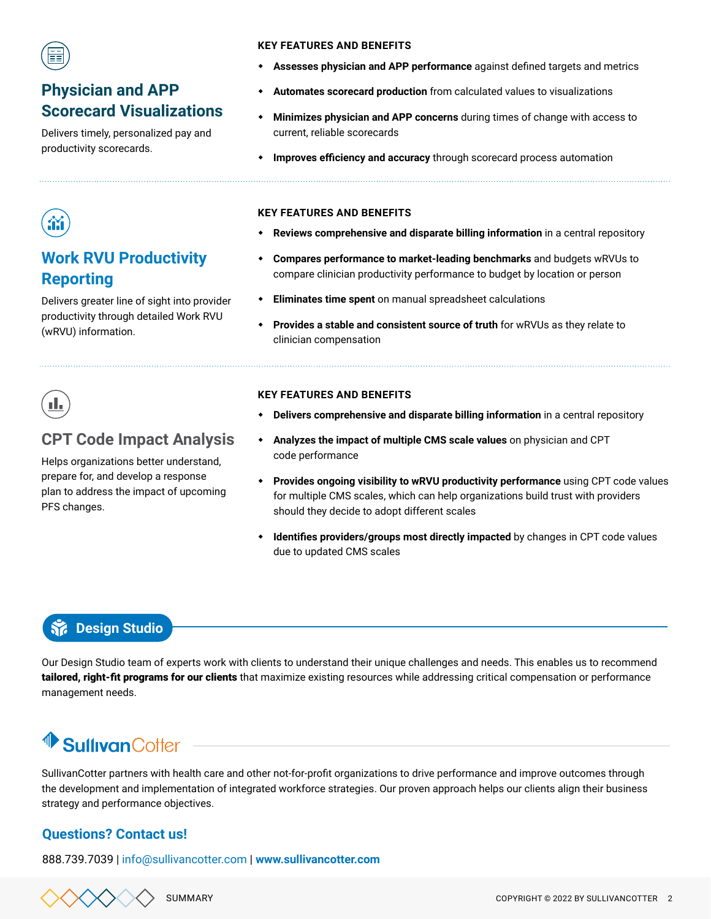## Physician and APP Scorecard Visualizations

Delivers timely, personalized pay and productivity scorecards.

**KEY FEATURES AND BENEFITS**

- **Assesses physician and APP performance** against defined targets and metrics
- **Automates scorecard production** from calculated values to visualizations
- **Minimizes physician and APP concerns** during times of change with access to current, reliable scorecards
- **Improves efficiency and accuracy** through scorecard process automation

## Work RVU Productivity Reporting

Delivers greater line of sight into provider productivity through detailed Work RVU (wRVU) information.

**KEY FEATURES AND BENEFITS**

- **Reviews comprehensive and disparate billing information** in a central repository
- **Compares performance to market-leading benchmarks** and budgets wRVUs to compare clinician productivity performance to budget by location or person
- **Eliminates time spent** on manual spreadsheet calculations
- **Provides a stable and consistent source of truth** for wRVUs as they relate to clinician compensation

## CPT Code Impact Analysis

Helps organizations better understand, prepare for, and develop a response plan to address the impact of upcoming PFS changes.

**KEY FEATURES AND BENEFITS**

- **Delivers comprehensive and disparate billing information** in a central repository
- **Analyzes the impact of multiple CMS scale values** on physician and CPT code performance
- **Provides ongoing visibility to wRVU productivity performance** using CPT code values for multiple CMS scales, which can help organizations build trust with providers should they decide to adopt different scales
- **Identifies providers/groups most directly impacted** by changes in CPT code values due to updated CMS scales

## Design Studio

Our Design Studio team of experts work with clients to understand their unique challenges and needs. This enables us to recommend **tailored, right-fit programs for our clients** that maximize existing resources while addressing critical compensation or performance management needs.

## SullivanCotter

SullivanCotter partners with health care and other not-for-profit organizations to drive performance and improve outcomes through the development and implementation of integrated workforce strategies. Our proven approach helps our clients align their business strategy and performance objectives.

### Questions? Contact us!

888.739.7039 | info@sullivancotter.com | **www.sullivancotter.com**

COPYRIGHT © 2022 BY SULLIVANCOTTER